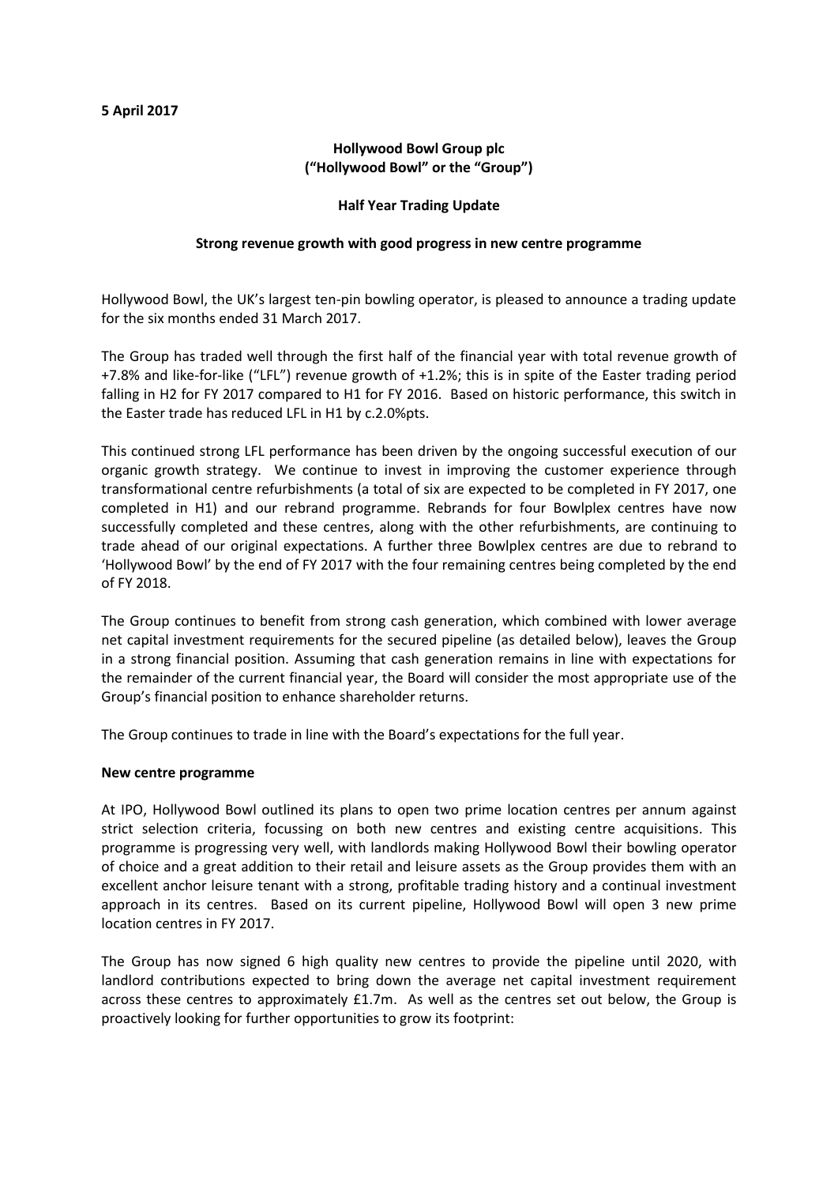**5 April 2017**

**Hollywood Bowl Group plc**
**("Hollywood Bowl" or the "Group")**

**Half Year Trading Update**

**Strong revenue growth with good progress in new centre programme**

Hollywood Bowl, the UK's largest ten-pin bowling operator, is pleased to announce a trading update for the six months ended 31 March 2017.

The Group has traded well through the first half of the financial year with total revenue growth of +7.8% and like-for-like ("LFL") revenue growth of +1.2%; this is in spite of the Easter trading period falling in H2 for FY 2017 compared to H1 for FY 2016. Based on historic performance, this switch in the Easter trade has reduced LFL in H1 by c.2.0%pts.

This continued strong LFL performance has been driven by the ongoing successful execution of our organic growth strategy. We continue to invest in improving the customer experience through transformational centre refurbishments (a total of six are expected to be completed in FY 2017, one completed in H1) and our rebrand programme. Rebrands for four Bowlplex centres have now successfully completed and these centres, along with the other refurbishments, are continuing to trade ahead of our original expectations. A further three Bowlplex centres are due to rebrand to 'Hollywood Bowl' by the end of FY 2017 with the four remaining centres being completed by the end of FY 2018.

The Group continues to benefit from strong cash generation, which combined with lower average net capital investment requirements for the secured pipeline (as detailed below), leaves the Group in a strong financial position. Assuming that cash generation remains in line with expectations for the remainder of the current financial year, the Board will consider the most appropriate use of the Group's financial position to enhance shareholder returns.

The Group continues to trade in line with the Board's expectations for the full year.

**New centre programme**

At IPO, Hollywood Bowl outlined its plans to open two prime location centres per annum against strict selection criteria, focussing on both new centres and existing centre acquisitions. This programme is progressing very well, with landlords making Hollywood Bowl their bowling operator of choice and a great addition to their retail and leisure assets as the Group provides them with an excellent anchor leisure tenant with a strong, profitable trading history and a continual investment approach in its centres. Based on its current pipeline, Hollywood Bowl will open 3 new prime location centres in FY 2017.

The Group has now signed 6 high quality new centres to provide the pipeline until 2020, with landlord contributions expected to bring down the average net capital investment requirement across these centres to approximately £1.7m. As well as the centres set out below, the Group is proactively looking for further opportunities to grow its footprint: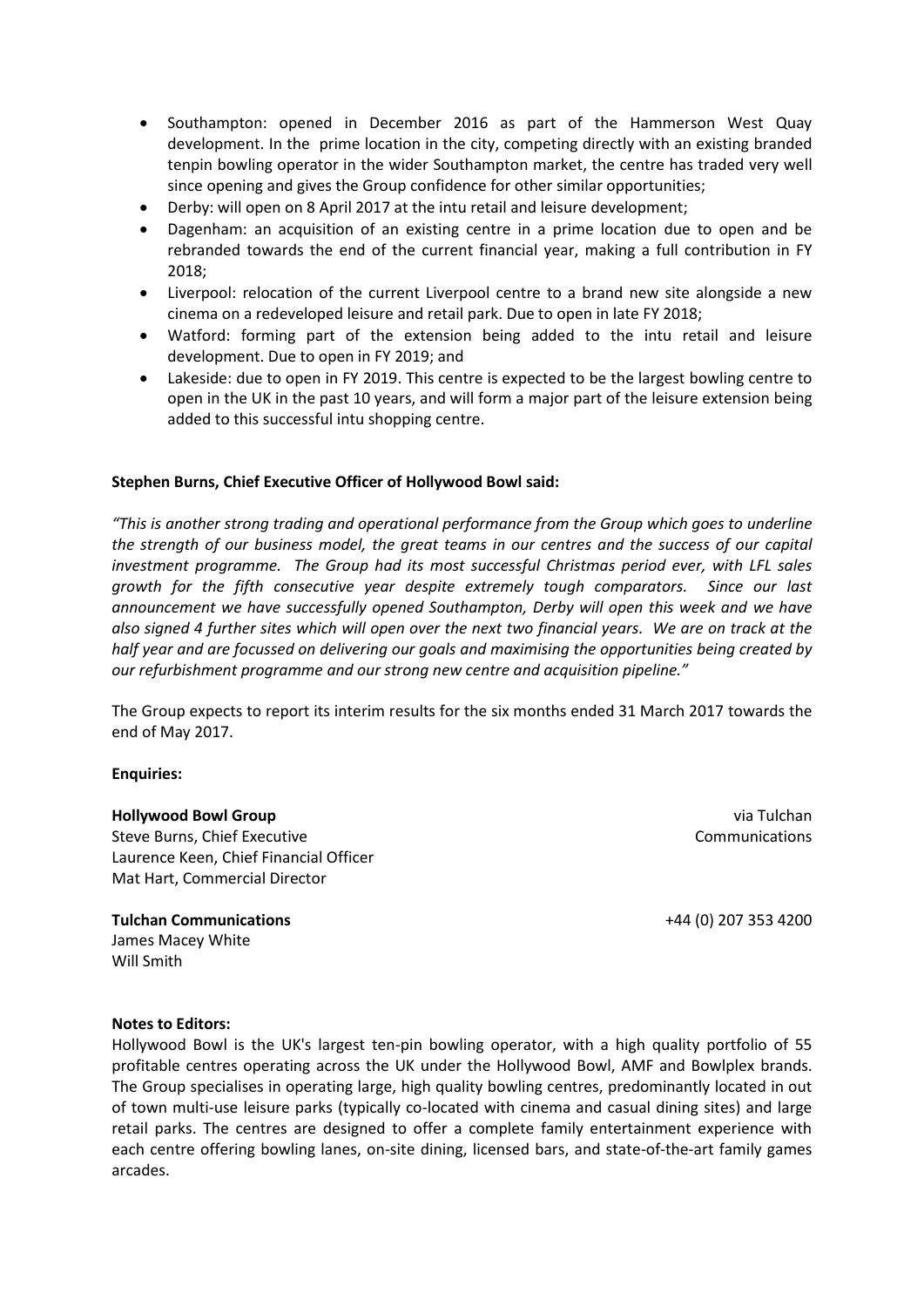- Southampton: opened in December 2016 as part of the Hammerson West Quay development. In the prime location in the city, competing directly with an existing branded tenpin bowling operator in the wider Southampton market, the centre has traded very well since opening and gives the Group confidence for other similar opportunities;
- Derby: will open on 8 April 2017 at the intu retail and leisure development;
- Dagenham: an acquisition of an existing centre in a prime location due to open and be rebranded towards the end of the current financial year, making a full contribution in FY 2018;
- Liverpool: relocation of the current Liverpool centre to a brand new site alongside a new cinema on a redeveloped leisure and retail park. Due to open in late FY 2018;
- Watford: forming part of the extension being added to the intu retail and leisure development. Due to open in FY 2019; and
- Lakeside: due to open in FY 2019. This centre is expected to be the largest bowling centre to open in the UK in the past 10 years, and will form a major part of the leisure extension being added to this successful intu shopping centre.

**Stephen Burns, Chief Executive Officer of Hollywood Bowl said:**

*"This is another strong trading and operational performance from the Group which goes to underline the strength of our business model, the great teams in our centres and the success of our capital investment programme. The Group had its most successful Christmas period ever, with LFL sales growth for the fifth consecutive year despite extremely tough comparators. Since our last announcement we have successfully opened Southampton, Derby will open this week and we have also signed 4 further sites which will open over the next two financial years. We are on track at the half year and are focussed on delivering our goals and maximising the opportunities being created by our refurbishment programme and our strong new centre and acquisition pipeline."*

The Group expects to report its interim results for the six months ended 31 March 2017 towards the end of May 2017.

**Enquiries:**

**Hollywood Bowl Group** — via Tulchan Communications
Steve Burns, Chief Executive
Laurence Keen, Chief Financial Officer
Mat Hart, Commercial Director

**Tulchan Communications** — +44 (0) 207 353 4200
James Macey White
Will Smith

**Notes to Editors:**

Hollywood Bowl is the UK's largest ten-pin bowling operator, with a high quality portfolio of 55 profitable centres operating across the UK under the Hollywood Bowl, AMF and Bowlplex brands. The Group specialises in operating large, high quality bowling centres, predominantly located in out of town multi-use leisure parks (typically co-located with cinema and casual dining sites) and large retail parks. The centres are designed to offer a complete family entertainment experience with each centre offering bowling lanes, on-site dining, licensed bars, and state-of-the-art family games arcades.